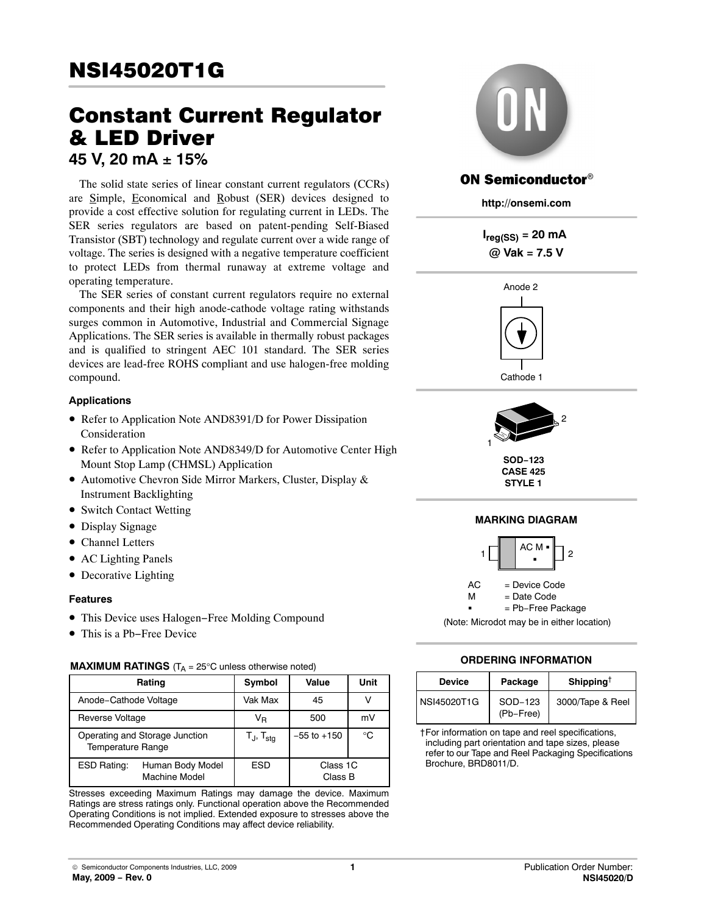# NSI45020T1G

# Constant Current Regulator & LED Driver

## 45 V, 20 mA ± 15%

The solid state series of linear constant current regulators (CCRs) are Simple, Economical and Robust (SER) devices designed to provide a cost effective solution for regulating current in LEDs. The SER series regulators are based on patent-pending Self-Biased Transistor (SBT) technology and regulate current over a wide range of voltage. The series is designed with a negative temperature coefficient to protect LEDs from thermal runaway at extreme voltage and operating temperature.

The SER series of constant current regulators require no external components and their high anode-cathode voltage rating withstands surges common in Automotive, Industrial and Commercial Signage Applications. The SER series is available in thermally robust packages and is qualified to stringent AEC 101 standard. The SER series devices are lead-free ROHS compliant and use halogen-free molding compound.

### Applications

- Refer to Application Note AND8391/D for Power Dissipation Consideration
- Refer to Application Note AND8349/D for Automotive Center High Mount Stop Lamp (CHMSL) Application
- Automotive Chevron Side Mirror Markers, Cluster, Display & Instrument Backlighting
- Switch Contact Wetting
- Display Signage
- Channel Letters
- AC Lighting Panels
- Decorative Lighting

### Features

- This Device uses Halogen−Free Molding Compound
- This is a Pb−Free Device

**MAXIMUM RATINGS** ($T_A$ = 25°C unless otherwise noted)

| Rating | | Symbol | Value | Unit |
|---|---|---|---|---|
| Anode−Cathode Voltage | | Vak Max | 45 | V |
| Reverse Voltage | | $V_R$ | 500 | mV |
| Operating and Storage Junction Temperature Range | | $T_J$, $T_{stg}$ | −55 to +150 | °C |
| ESD Rating: | Human Body Model | ESD | Class 1C | |
| | Machine Model | | Class B | |

Stresses exceeding Maximum Ratings may damage the device. Maximum Ratings are stress ratings only. Functional operation above the Recommended Operating Conditions is not implied. Extended exposure to stresses above the Recommended Operating Conditions may affect device reliability.

**ON Semiconductor®**

**http://onsemi.com**

**$I_{reg(SS)}$ = 20 mA @ Vak = 7.5 V**

Anode 2

Cathode 1

**SOD−123 CASE 425 STYLE 1**

### MARKING DIAGRAM

AC M ▪

AC = Device Code
M = Date Code
▪ = Pb−Free Package

(Note: Microdot may be in either location)

### ORDERING INFORMATION

| Device | Package | Shipping† |
|---|---|---|
| NSI45020T1G | SOD−123 (Pb−Free) | 3000/Tape & Reel |

†For information on tape and reel specifications, including part orientation and tape sizes, please refer to our Tape and Reel Packaging Specifications Brochure, BRD8011/D.

© Semiconductor Components Industries, LLC, 2009
May, 2009 − Rev. 0

Publication Order Number: NSI45020/D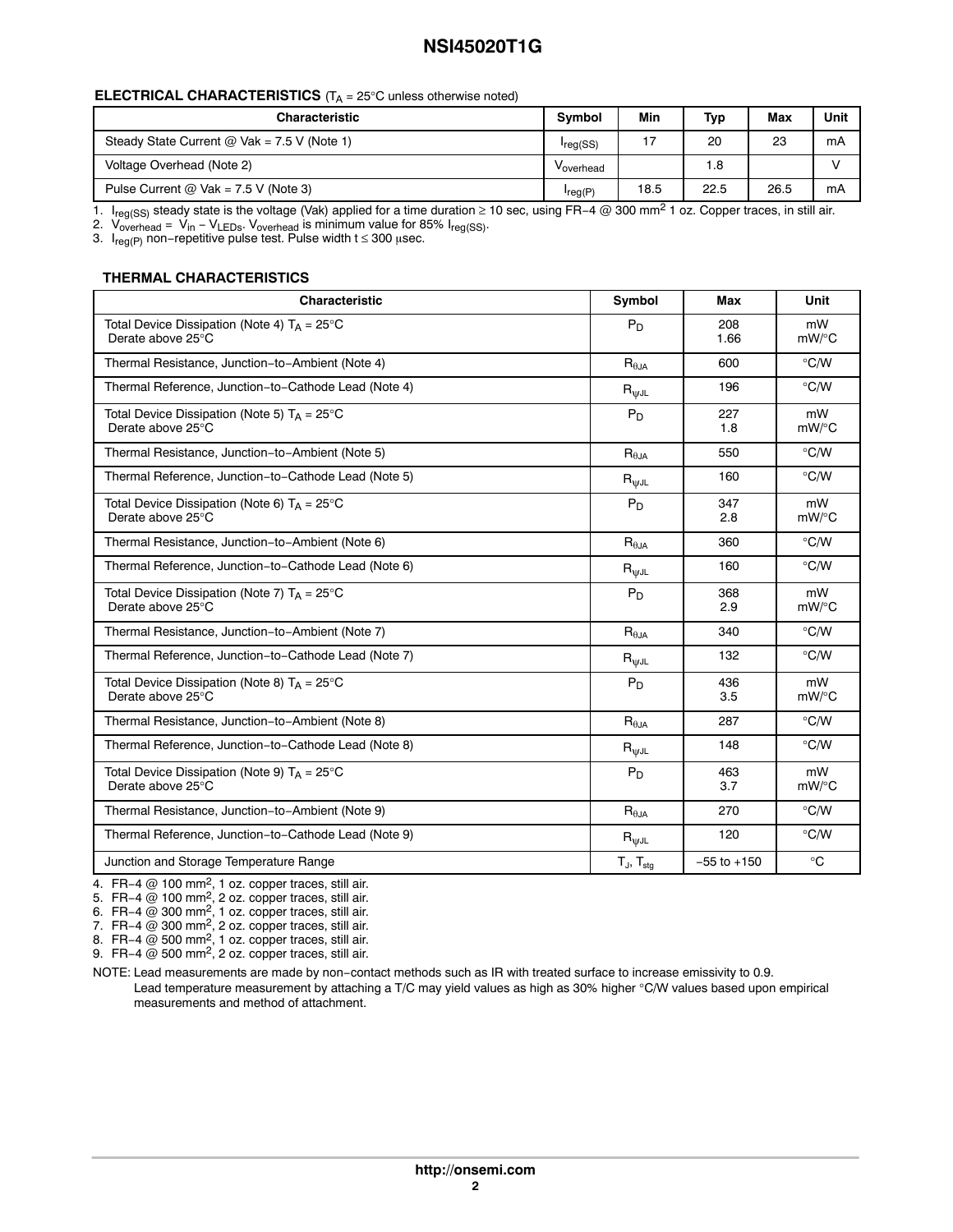**ELECTRICAL CHARACTERISTICS** ($T_A$ = 25°C unless otherwise noted)

| Characteristic | Symbol | Min | Typ | Max | Unit |
|---|---|---|---|---|---|
| Steady State Current @ Vak = 7.5 V (Note 1) | $I_{reg(SS)}$ | 17 | 20 | 23 | mA |
| Voltage Overhead (Note 2) | $V_{overhead}$ | | 1.8 | | V |
| Pulse Current @ Vak = 7.5 V (Note 3) | $I_{reg(P)}$ | 18.5 | 22.5 | 26.5 | mA |

1. $I_{reg(SS)}$ steady state is the voltage (Vak) applied for a time duration ≥ 10 sec, using FR−4 @ 300 mm$^2$ 1 oz. Copper traces, in still air.
2. $V_{overhead}$ = $V_{in}$ − $V_{LEDs}$. $V_{overhead}$ is minimum value for 85% $I_{reg(SS)}$.
3. $I_{reg(P)}$ non−repetitive pulse test. Pulse width t ≤ 300 μsec.

**THERMAL CHARACTERISTICS**

| Characteristic | Symbol | Max | Unit |
|---|---|---|---|
| Total Device Dissipation (Note 4) $T_A$ = 25°C<br>Derate above 25°C | $P_D$ | 208<br>1.66 | mW<br>mW/°C |
| Thermal Resistance, Junction−to−Ambient (Note 4) | $R_{\theta JA}$ | 600 | °C/W |
| Thermal Reference, Junction−to−Cathode Lead (Note 4) | $R_{\psi JL}$ | 196 | °C/W |
| Total Device Dissipation (Note 5) $T_A$ = 25°C<br>Derate above 25°C | $P_D$ | 227<br>1.8 | mW<br>mW/°C |
| Thermal Resistance, Junction−to−Ambient (Note 5) | $R_{\theta JA}$ | 550 | °C/W |
| Thermal Reference, Junction−to−Cathode Lead (Note 5) | $R_{\psi JL}$ | 160 | °C/W |
| Total Device Dissipation (Note 6) $T_A$ = 25°C<br>Derate above 25°C | $P_D$ | 347<br>2.8 | mW<br>mW/°C |
| Thermal Resistance, Junction−to−Ambient (Note 6) | $R_{\theta JA}$ | 360 | °C/W |
| Thermal Reference, Junction−to−Cathode Lead (Note 6) | $R_{\psi JL}$ | 160 | °C/W |
| Total Device Dissipation (Note 7) $T_A$ = 25°C<br>Derate above 25°C | $P_D$ | 368<br>2.9 | mW<br>mW/°C |
| Thermal Resistance, Junction−to−Ambient (Note 7) | $R_{\theta JA}$ | 340 | °C/W |
| Thermal Reference, Junction−to−Cathode Lead (Note 7) | $R_{\psi JL}$ | 132 | °C/W |
| Total Device Dissipation (Note 8) $T_A$ = 25°C<br>Derate above 25°C | $P_D$ | 436<br>3.5 | mW<br>mW/°C |
| Thermal Resistance, Junction−to−Ambient (Note 8) | $R_{\theta JA}$ | 287 | °C/W |
| Thermal Reference, Junction−to−Cathode Lead (Note 8) | $R_{\psi JL}$ | 148 | °C/W |
| Total Device Dissipation (Note 9) $T_A$ = 25°C<br>Derate above 25°C | $P_D$ | 463<br>3.7 | mW<br>mW/°C |
| Thermal Resistance, Junction−to−Ambient (Note 9) | $R_{\theta JA}$ | 270 | °C/W |
| Thermal Reference, Junction−to−Cathode Lead (Note 9) | $R_{\psi JL}$ | 120 | °C/W |
| Junction and Storage Temperature Range | $T_J$, $T_{stg}$ | −55 to +150 | °C |

4. FR−4 @ 100 mm$^2$, 1 oz. copper traces, still air.
5. FR−4 @ 100 mm$^2$, 2 oz. copper traces, still air.
6. FR−4 @ 300 mm$^2$, 1 oz. copper traces, still air.
7. FR−4 @ 300 mm$^2$, 2 oz. copper traces, still air.
8. FR−4 @ 500 mm$^2$, 1 oz. copper traces, still air.
9. FR−4 @ 500 mm$^2$, 2 oz. copper traces, still air.

NOTE: Lead measurements are made by non−contact methods such as IR with treated surface to increase emissivity to 0.9.
Lead temperature measurement by attaching a T/C may yield values as high as 30% higher °C/W values based upon empirical measurements and method of attachment.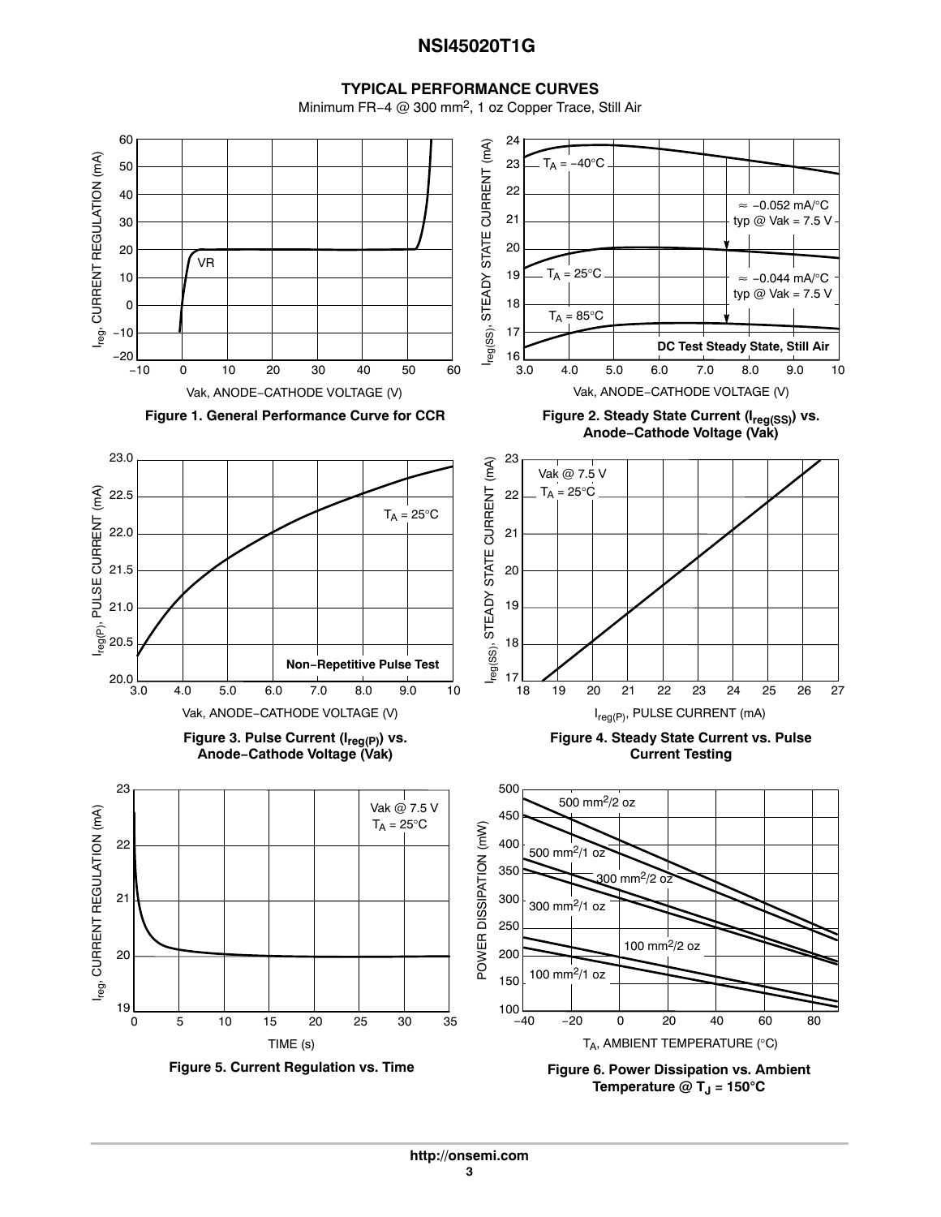## TYPICAL PERFORMANCE CURVES

Minimum FR−4 @ 300 mm², 1 oz Copper Trace, Still Air

**Figure 1. General Performance Curve for CCR**

**Figure 2. Steady State Current ($I_{reg(SS)}$) vs. Anode−Cathode Voltage (Vak)**

**Figure 3. Pulse Current ($I_{reg(P)}$) vs. Anode−Cathode Voltage (Vak)**

**Figure 4. Steady State Current vs. Pulse Current Testing**

**Figure 5. Current Regulation vs. Time**

**Figure 6. Power Dissipation vs. Ambient Temperature @ $T_J$ = 150°C**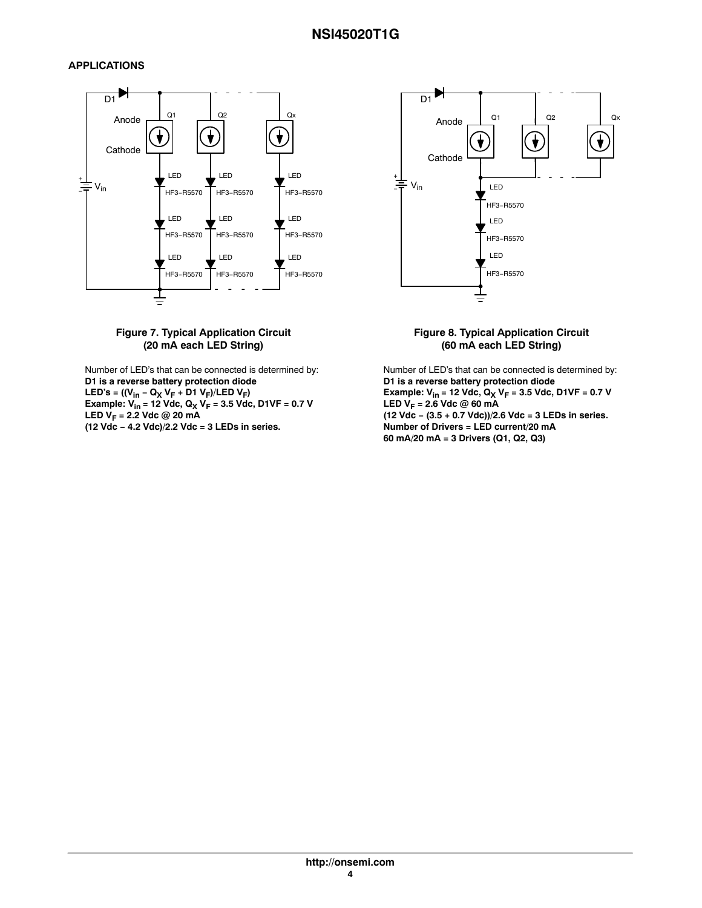## APPLICATIONS

**Figure 7. Typical Application Circuit (20 mA each LED String)**

Number of LED's that can be connected is determined by:

**D1 is a reverse battery protection diode**

**LED's = (($V_{in}$ − $Q_X$ $V_F$ + D1 $V_F$)/LED $V_F$)**

**Example: $V_{in}$ = 12 Vdc, $Q_X$ $V_F$ = 3.5 Vdc, D1VF = 0.7 V**

**LED $V_F$ = 2.2 Vdc @ 20 mA**

**(12 Vdc − 4.2 Vdc)/2.2 Vdc = 3 LEDs in series.**

**Figure 8. Typical Application Circuit (60 mA each LED String)**

Number of LED's that can be connected is determined by:

**D1 is a reverse battery protection diode**

**Example: $V_{in}$ = 12 Vdc, $Q_X$ $V_F$ = 3.5 Vdc, D1VF = 0.7 V**

**LED $V_F$ = 2.6 Vdc @ 60 mA**

**(12 Vdc − (3.5 + 0.7 Vdc))/2.6 Vdc = 3 LEDs in series.**

**Number of Drivers = LED current/20 mA**

**60 mA/20 mA = 3 Drivers (Q1, Q2, Q3)**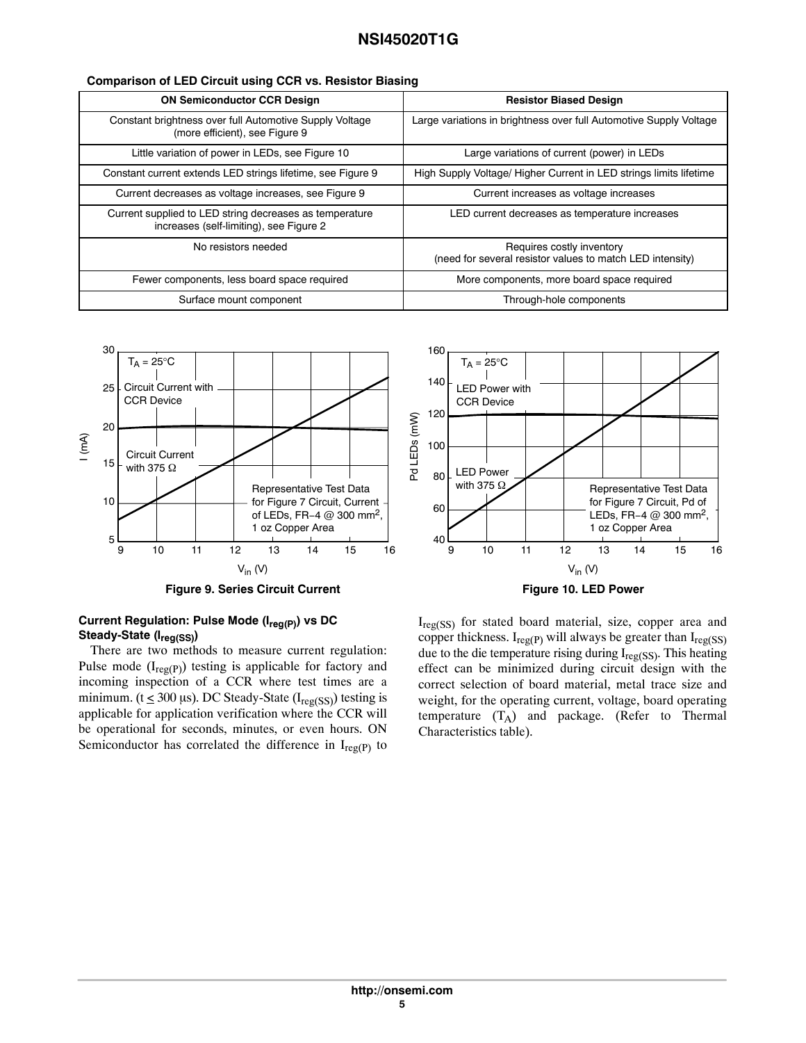**Comparison of LED Circuit using CCR vs. Resistor Biasing**

| ON Semiconductor CCR Design | Resistor Biased Design |
|---|---|
| Constant brightness over full Automotive Supply Voltage (more efficient), see Figure 9 | Large variations in brightness over full Automotive Supply Voltage |
| Little variation of power in LEDs, see Figure 10 | Large variations of current (power) in LEDs |
| Constant current extends LED strings lifetime, see Figure 9 | High Supply Voltage/ Higher Current in LED strings limits lifetime |
| Current decreases as voltage increases, see Figure 9 | Current increases as voltage increases |
| Current supplied to LED string decreases as temperature increases (self-limiting), see Figure 2 | LED current decreases as temperature increases |
| No resistors needed | Requires costly inventory (need for several resistor values to match LED intensity) |
| Fewer components, less board space required | More components, more board space required |
| Surface mount component | Through-hole components |

**Figure 9. Series Circuit Current**

**Figure 10. LED Power**

### Current Regulation: Pulse Mode ($I_{reg(P)}$) vs DC Steady-State ($I_{reg(SS)}$)

There are two methods to measure current regulation: Pulse mode ($I_{reg(P)}$) testing is applicable for factory and incoming inspection of a CCR where test times are a minimum. ($t \leq 300$ μs). DC Steady-State ($I_{reg(SS)}$) testing is applicable for application verification where the CCR will be operational for seconds, minutes, or even hours. ON Semiconductor has correlated the difference in $I_{reg(P)}$ to $I_{reg(SS)}$ for stated board material, size, copper area and copper thickness. $I_{reg(P)}$ will always be greater than $I_{reg(SS)}$ due to the die temperature rising during $I_{reg(SS)}$. This heating effect can be minimized during circuit design with the correct selection of board material, metal trace size and weight, for the operating current, voltage, board operating temperature ($T_A$) and package. (Refer to Thermal Characteristics table).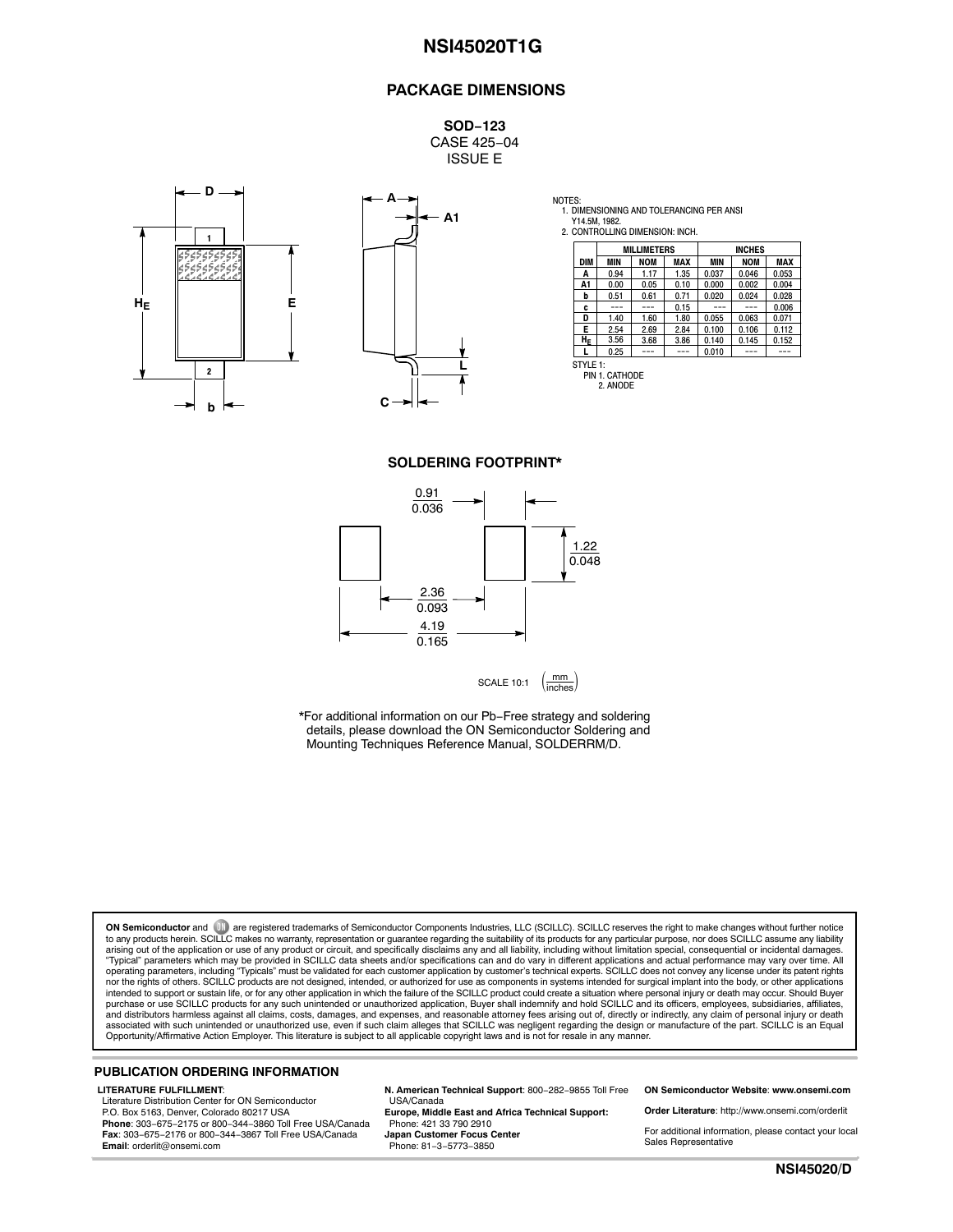## PACKAGE DIMENSIONS

**SOD−123**
CASE 425−04
ISSUE E

NOTES:
1. DIMENSIONING AND TOLERANCING PER ANSI Y14.5M, 1982.
2. CONTROLLING DIMENSION: INCH.

| | MILLIMETERS | | | INCHES | | |
|---|---|---|---|---|---|---|
| DIM | MIN | NOM | MAX | MIN | NOM | MAX |
| A | 0.94 | 1.17 | 1.35 | 0.037 | 0.046 | 0.053 |
| A1 | 0.00 | 0.05 | 0.10 | 0.000 | 0.002 | 0.004 |
| b | 0.51 | 0.61 | 0.71 | 0.020 | 0.024 | 0.028 |
| c | --- | --- | 0.15 | --- | --- | 0.006 |
| D | 1.40 | 1.60 | 1.80 | 0.055 | 0.063 | 0.071 |
| E | 2.54 | 2.69 | 2.84 | 0.100 | 0.106 | 0.112 |
| $H_E$ | 3.56 | 3.68 | 3.86 | 0.140 | 0.145 | 0.152 |
| L | 0.25 | --- | --- | 0.010 | --- | --- |

STYLE 1:
PIN 1. CATHODE
2. ANODE

D
A
A1
$H_E$
E
L
C
b
1
2

## SOLDERING FOOTPRINT*

0.91
0.036
1.22
0.048
2.36
0.093
4.19
0.165

SCALE 10:1 (mm / inches)

*For additional information on our Pb−Free strategy and soldering details, please download the ON Semiconductor Soldering and Mounting Techniques Reference Manual, SOLDERRM/D.

**ON Semiconductor** and  are registered trademarks of Semiconductor Components Industries, LLC (SCILLC). SCILLC reserves the right to make changes without further notice to any products herein. SCILLC makes no warranty, representation or guarantee regarding the suitability of its products for any particular purpose, nor does SCILLC assume any liability arising out of the application or use of any product or circuit, and specifically disclaims any and all liability, including without limitation special, consequential or incidental damages. "Typical" parameters which may be provided in SCILLC data sheets and/or specifications can and do vary in different applications and actual performance may vary over time. All operating parameters, including "Typicals" must be validated for each customer application by customer's technical experts. SCILLC does not convey any license under its patent rights nor the rights of others. SCILLC products are not designed, intended, or authorized for use as components in systems intended for surgical implant into the body, or other applications intended to support or sustain life, or for any other application in which the failure of the SCILLC product could create a situation where personal injury or death may occur. Should Buyer purchase or use SCILLC products for any such unintended or unauthorized application, Buyer shall indemnify and hold SCILLC and its officers, employees, subsidiaries, affiliates, and distributors harmless against all claims, costs, damages, and expenses, and reasonable attorney fees arising out of, directly or indirectly, any claim of personal injury or death associated with such unintended or unauthorized use, even if such claim alleges that SCILLC was negligent regarding the design or manufacture of the part. SCILLC is an Equal Opportunity/Affirmative Action Employer. This literature is subject to all applicable copyright laws and is not for resale in any manner.

### PUBLICATION ORDERING INFORMATION

**LITERATURE FULFILLMENT**:
Literature Distribution Center for ON Semiconductor
P.O. Box 5163, Denver, Colorado 80217 USA
**Phone**: 303−675−2175 or 800−344−3860 Toll Free USA/Canada
**Fax**: 303−675−2176 or 800−344−3867 Toll Free USA/Canada
**Email**: orderlit@onsemi.com

**N. American Technical Support**: 800−282−9855 Toll Free USA/Canada
**Europe, Middle East and Africa Technical Support:**
Phone: 421 33 790 2910
**Japan Customer Focus Center**
Phone: 81−3−5773−3850

**ON Semiconductor Website**: **www.onsemi.com**

**Order Literature**: http://www.onsemi.com/orderlit

For additional information, please contact your local Sales Representative

**NSI45020/D**